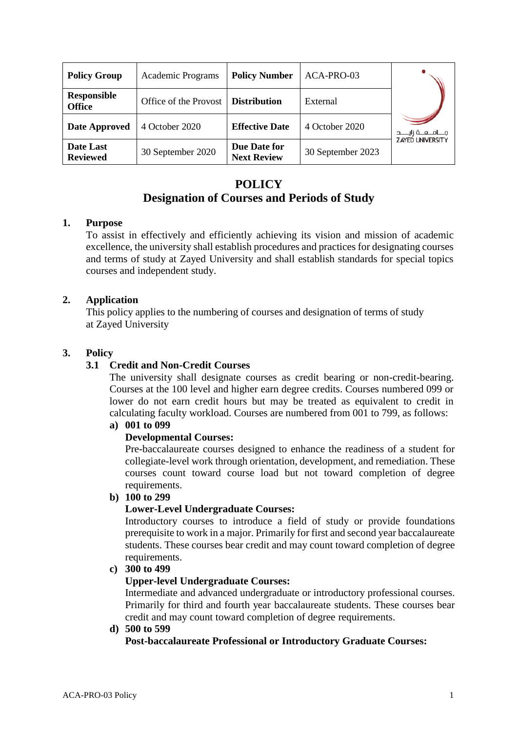| Policy Group | Academic Programs | Policy Number | ACA-PRO-03 |
|---|---|---|---|
| Responsible Office | Office of the Provost | Distribution | External |
| Date Approved | 4 October 2020 | Effective Date | 4 October 2020 |
| Date Last Reviewed | 30 September 2020 | Due Date for Next Review | 30 September 2023 |

# POLICY
## Designation of Courses and Periods of Study

### 1. Purpose

To assist in effectively and efficiently achieving its vision and mission of academic excellence, the university shall establish procedures and practices for designating courses and terms of study at Zayed University and shall establish standards for special topics courses and independent study.

### 2. Application

This policy applies to the numbering of courses and designation of terms of study at Zayed University

### 3. Policy

#### 3.1 Credit and Non-Credit Courses

The university shall designate courses as credit bearing or non-credit-bearing. Courses at the 100 level and higher earn degree credits. Courses numbered 099 or lower do not earn credit hours but may be treated as equivalent to credit in calculating faculty workload. Courses are numbered from 001 to 799, as follows:

**a) 001 to 099**

**Developmental Courses:**

Pre-baccalaureate courses designed to enhance the readiness of a student for collegiate-level work through orientation, development, and remediation. These courses count toward course load but not toward completion of degree requirements.

**b) 100 to 299**

**Lower-Level Undergraduate Courses:**

Introductory courses to introduce a field of study or provide foundations prerequisite to work in a major. Primarily for first and second year baccalaureate students. These courses bear credit and may count toward completion of degree requirements.

**c) 300 to 499**

**Upper-level Undergraduate Courses:**

Intermediate and advanced undergraduate or introductory professional courses. Primarily for third and fourth year baccalaureate students. These courses bear credit and may count toward completion of degree requirements.

**d) 500 to 599**

**Post-baccalaureate Professional or Introductory Graduate Courses:**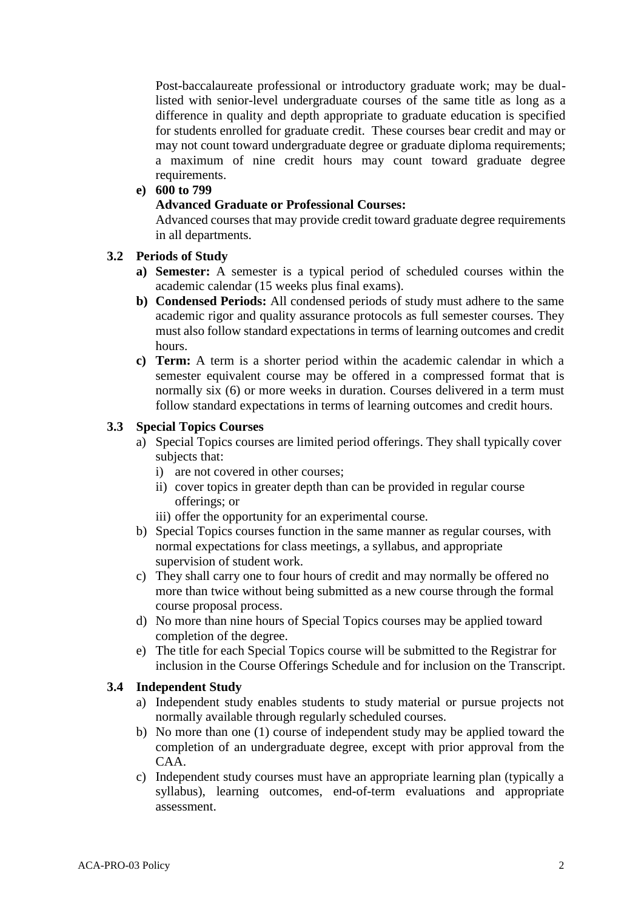Post-baccalaureate professional or introductory graduate work; may be dual-listed with senior-level undergraduate courses of the same title as long as a difference in quality and depth appropriate to graduate education is specified for students enrolled for graduate credit. These courses bear credit and may or may not count toward undergraduate degree or graduate diploma requirements; a maximum of nine credit hours may count toward graduate degree requirements.

**e) 600 to 799**

**Advanced Graduate or Professional Courses:**

Advanced courses that may provide credit toward graduate degree requirements in all departments.

### 3.2 Periods of Study

**a) Semester:** A semester is a typical period of scheduled courses within the academic calendar (15 weeks plus final exams).

**b) Condensed Periods:** All condensed periods of study must adhere to the same academic rigor and quality assurance protocols as full semester courses. They must also follow standard expectations in terms of learning outcomes and credit hours.

**c) Term:** A term is a shorter period within the academic calendar in which a semester equivalent course may be offered in a compressed format that is normally six (6) or more weeks in duration. Courses delivered in a term must follow standard expectations in terms of learning outcomes and credit hours.

### 3.3 Special Topics Courses

a) Special Topics courses are limited period offerings. They shall typically cover subjects that:
   i) are not covered in other courses;
   ii) cover topics in greater depth than can be provided in regular course offerings; or
   iii) offer the opportunity for an experimental course.

b) Special Topics courses function in the same manner as regular courses, with normal expectations for class meetings, a syllabus, and appropriate supervision of student work.

c) They shall carry one to four hours of credit and may normally be offered no more than twice without being submitted as a new course through the formal course proposal process.

d) No more than nine hours of Special Topics courses may be applied toward completion of the degree.

e) The title for each Special Topics course will be submitted to the Registrar for inclusion in the Course Offerings Schedule and for inclusion on the Transcript.

### 3.4 Independent Study

a) Independent study enables students to study material or pursue projects not normally available through regularly scheduled courses.

b) No more than one (1) course of independent study may be applied toward the completion of an undergraduate degree, except with prior approval from the CAA.

c) Independent study courses must have an appropriate learning plan (typically a syllabus), learning outcomes, end-of-term evaluations and appropriate assessment.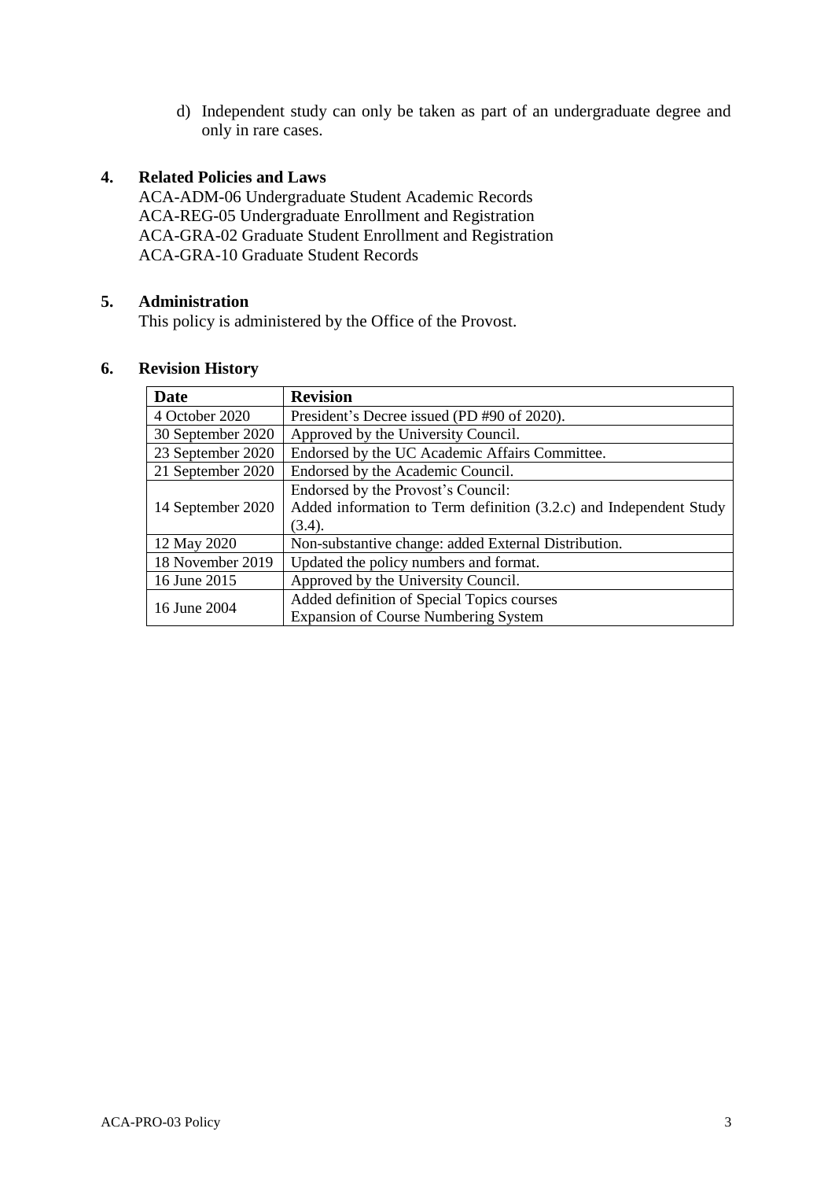d) Independent study can only be taken as part of an undergraduate degree and only in rare cases.

## 4. Related Policies and Laws

ACA-ADM-06 Undergraduate Student Academic Records
ACA-REG-05 Undergraduate Enrollment and Registration
ACA-GRA-02 Graduate Student Enrollment and Registration
ACA-GRA-10 Graduate Student Records

## 5. Administration

This policy is administered by the Office of the Provost.

## 6. Revision History

| Date | Revision |
|---|---|
| 4 October 2020 | President's Decree issued (PD #90 of 2020). |
| 30 September 2020 | Approved by the University Council. |
| 23 September 2020 | Endorsed by the UC Academic Affairs Committee. |
| 21 September 2020 | Endorsed by the Academic Council. |
| 14 September 2020 | Endorsed by the Provost's Council: Added information to Term definition (3.2.c) and Independent Study (3.4). |
| 12 May 2020 | Non-substantive change: added External Distribution. |
| 18 November 2019 | Updated the policy numbers and format. |
| 16 June 2015 | Approved by the University Council. |
| 16 June 2004 | Added definition of Special Topics courses<br>Expansion of Course Numbering System |